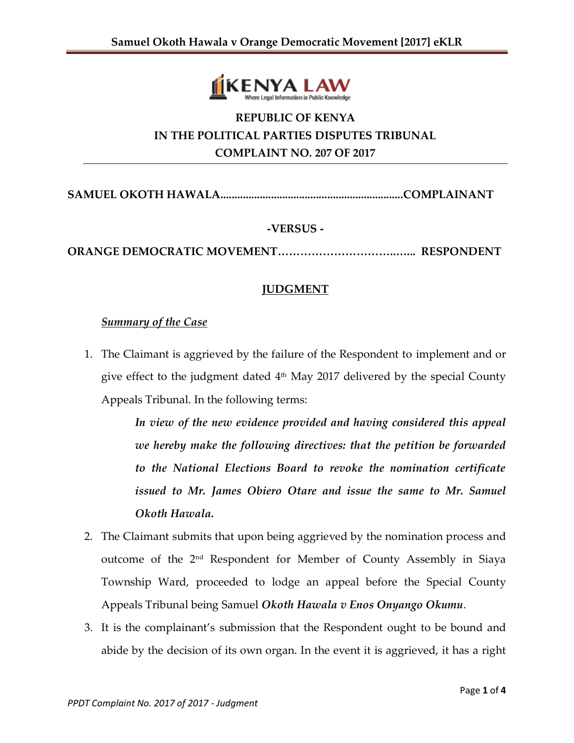**REPUBLIC OF KENYA**
**IN THE POLITICAL PARTIES DISPUTES TRIBUNAL**
**COMPLAINT NO. 207 OF 2017**

**SAMUEL OKOTH HAWALA..............................................................COMPLAINANT**

**-VERSUS -**

**ORANGE DEMOCRATIC MOVEMENT……………………………..…... RESPONDENT**

## JUDGMENT

***Summary of the Case***

1. The Claimant is aggrieved by the failure of the Respondent to implement and or give effect to the judgment dated 4th May 2017 delivered by the special County Appeals Tribunal. In the following terms:

   > ***In view of the new evidence provided and having considered this appeal we hereby make the following directives: that the petition be forwarded to the National Elections Board to revoke the nomination certificate issued to Mr. James Obiero Otare and issue the same to Mr. Samuel Okoth Hawala.***

2. The Claimant submits that upon being aggrieved by the nomination process and outcome of the 2nd Respondent for Member of County Assembly in Siaya Township Ward, proceeded to lodge an appeal before the Special County Appeals Tribunal being Samuel ***Okoth Hawala v Enos Onyango Okumu***.

3. It is the complainant's submission that the Respondent ought to be bound and abide by the decision of its own organ. In the event it is aggrieved, it has a right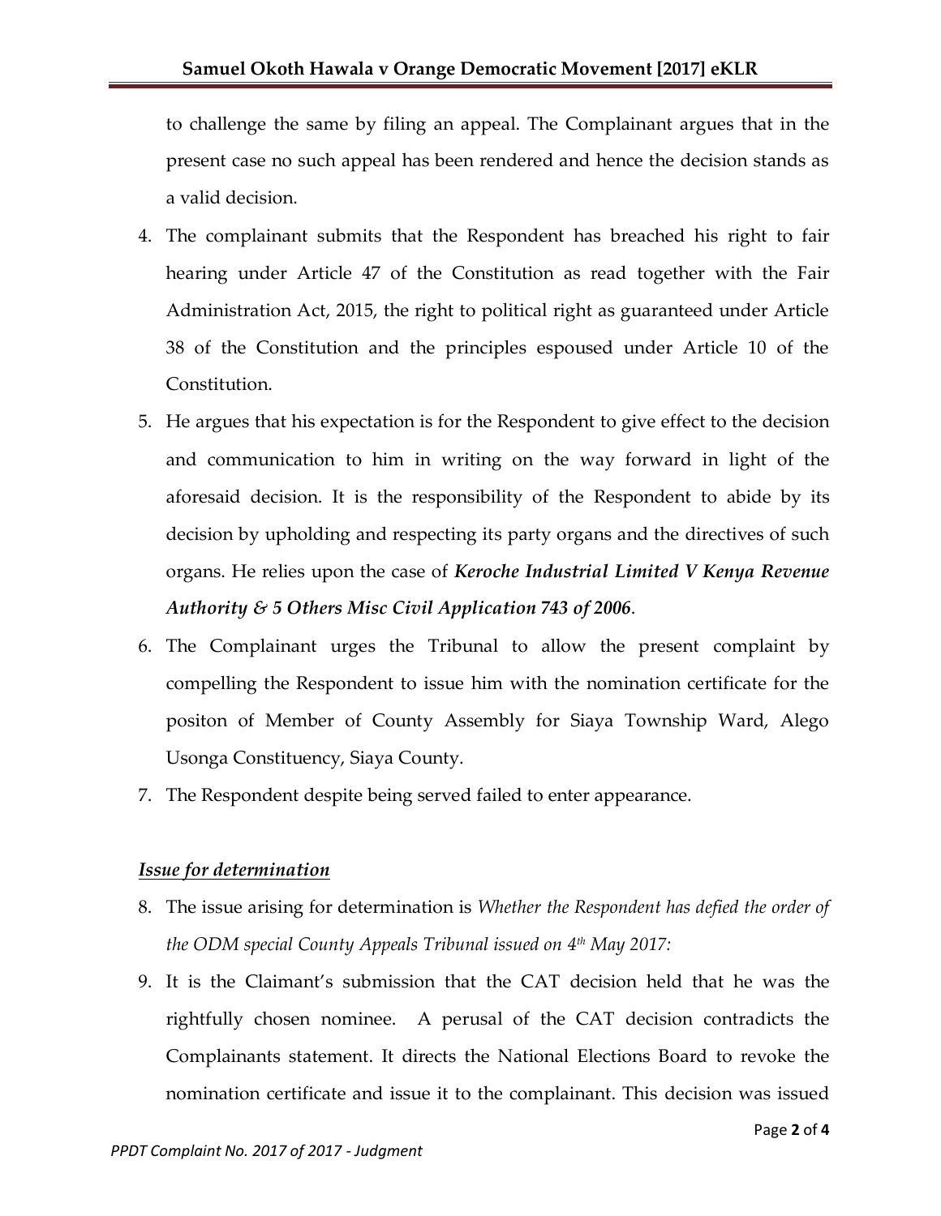to challenge the same by filing an appeal. The Complainant argues that in the present case no such appeal has been rendered and hence the decision stands as a valid decision.

4. The complainant submits that the Respondent has breached his right to fair hearing under Article 47 of the Constitution as read together with the Fair Administration Act, 2015, the right to political right as guaranteed under Article 38 of the Constitution and the principles espoused under Article 10 of the Constitution.
5. He argues that his expectation is for the Respondent to give effect to the decision and communication to him in writing on the way forward in light of the aforesaid decision. It is the responsibility of the Respondent to abide by its decision by upholding and respecting its party organs and the directives of such organs. He relies upon the case of ***Keroche Industrial Limited V Kenya Revenue Authority & 5 Others Misc Civil Application 743 of 2006***.
6. The Complainant urges the Tribunal to allow the present complaint by compelling the Respondent to issue him with the nomination certificate for the positon of Member of County Assembly for Siaya Township Ward, Alego Usonga Constituency, Siaya County.
7. The Respondent despite being served failed to enter appearance.

***<u>Issue for determination</u>***

8. The issue arising for determination is *Whether the Respondent has defied the order of the ODM special County Appeals Tribunal issued on 4th May 2017:*
9. It is the Claimant's submission that the CAT decision held that he was the rightfully chosen nominee. A perusal of the CAT decision contradicts the Complainants statement. It directs the National Elections Board to revoke the nomination certificate and issue it to the complainant. This decision was issued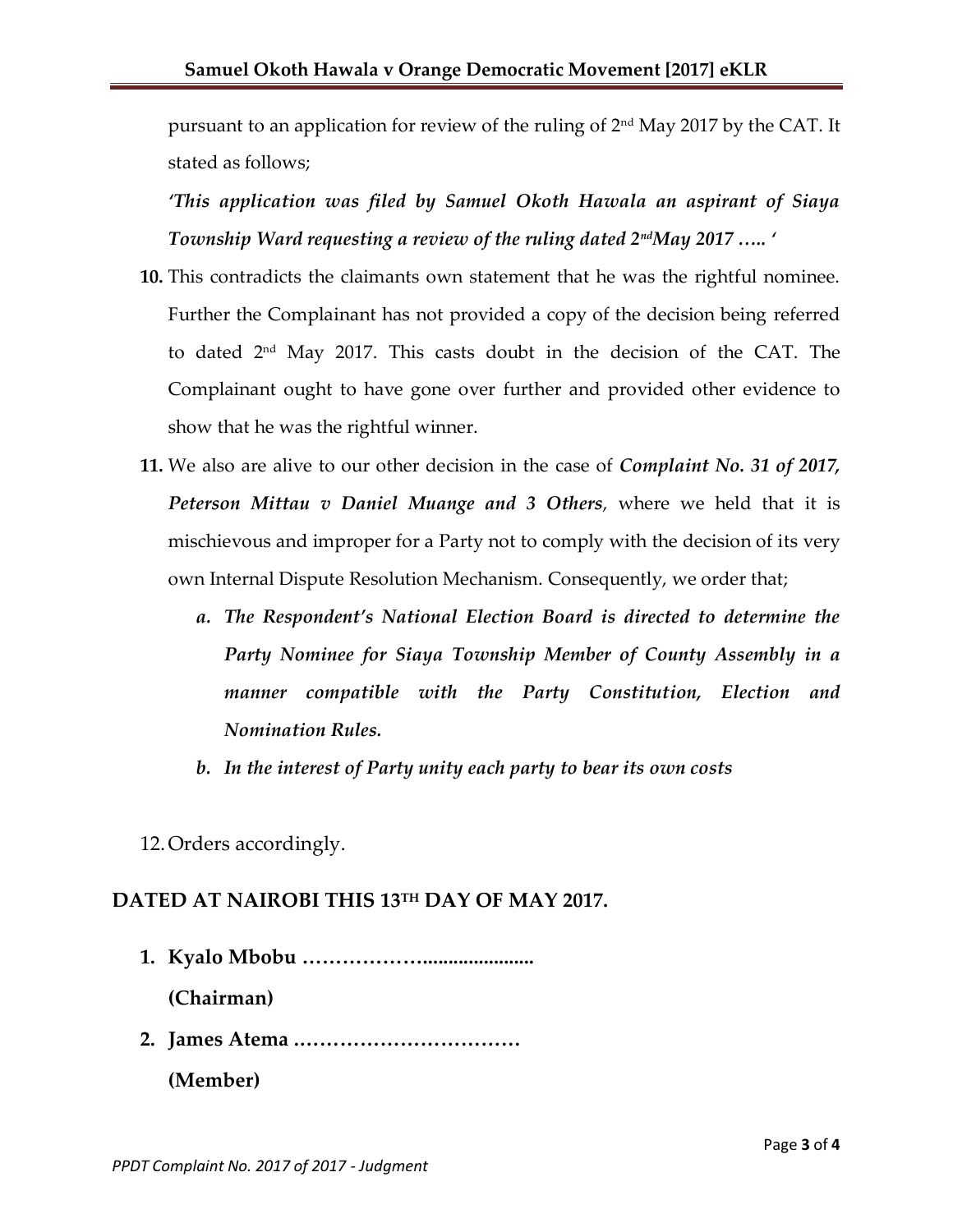pursuant to an application for review of the ruling of 2nd May 2017 by the CAT. It stated as follows;

*'This application was filed by Samuel Okoth Hawala an aspirant of Siaya Township Ward requesting a review of the ruling dated 2ndMay 2017 ….. '*

**10.** This contradicts the claimants own statement that he was the rightful nominee. Further the Complainant has not provided a copy of the decision being referred to dated 2nd May 2017. This casts doubt in the decision of the CAT. The Complainant ought to have gone over further and provided other evidence to show that he was the rightful winner.

**11.** We also are alive to our other decision in the case of ***Complaint No. 31 of 2017, Peterson Mittau v Daniel Muange and 3 Others***, where we held that it is mischievous and improper for a Party not to comply with the decision of its very own Internal Dispute Resolution Mechanism. Consequently, we order that;

   a. ***The Respondent's National Election Board is directed to determine the Party Nominee for Siaya Township Member of County Assembly in a manner compatible with the Party Constitution, Election and Nomination Rules.***

   b. ***In the interest of Party unity each party to bear its own costs***

12. Orders accordingly.

**DATED AT NAIROBI THIS 13TH DAY OF MAY 2017.**

1. **Kyalo Mbobu ……………….....................**

   **(Chairman)**

2. **James Atema ……………………………**

   **(Member)**

*PPDT Complaint No. 2017 of 2017 - Judgment*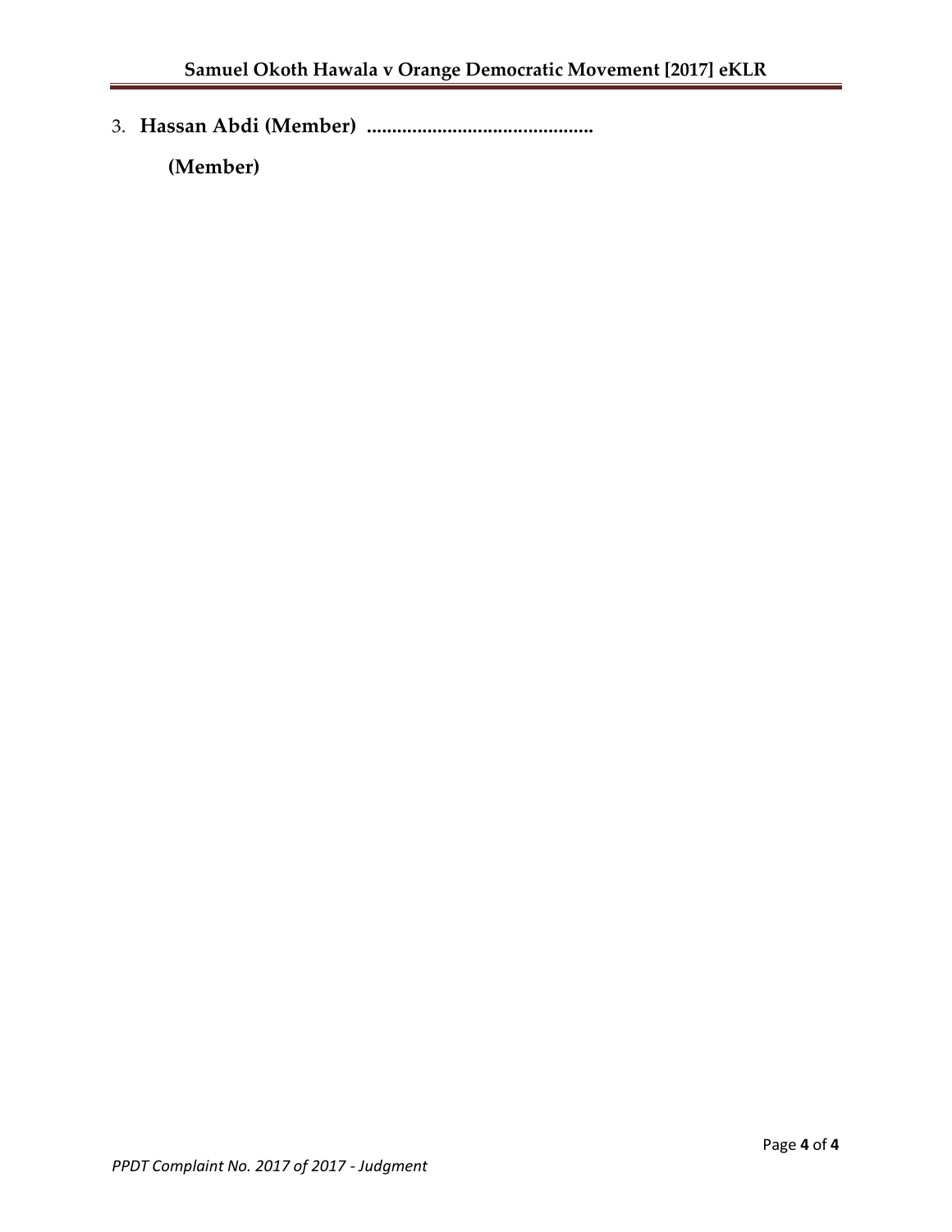3. **Hassan Abdi (Member) ............................................**

   **(Member)**